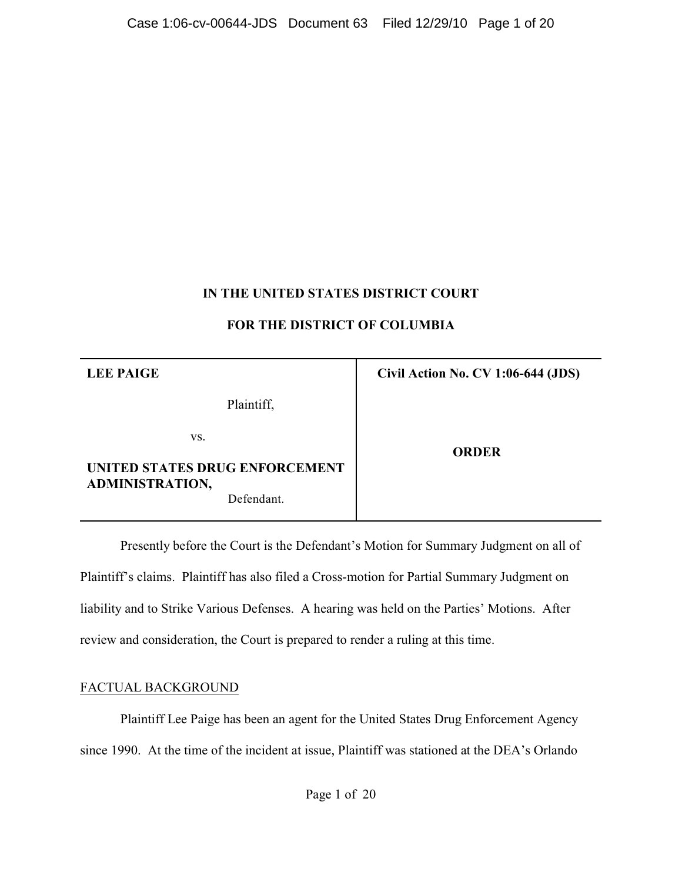**IN THE UNITED STATES DISTRICT COURT**

**FOR THE DISTRICT OF COLUMBIA**

| **LEE PAIGE**<br><br>Plaintiff,<br><br>vs.<br><br>**UNITED STATES DRUG ENFORCEMENT ADMINISTRATION,**<br>Defendant. | **Civil Action No. CV 1:06-644 (JDS)**<br><br>**ORDER** |
|---|---|

Presently before the Court is the Defendant's Motion for Summary Judgment on all of Plaintiff's claims. Plaintiff has also filed a Cross-motion for Partial Summary Judgment on liability and to Strike Various Defenses. A hearing was held on the Parties' Motions. After review and consideration, the Court is prepared to render a ruling at this time.

FACTUAL BACKGROUND

Plaintiff Lee Paige has been an agent for the United States Drug Enforcement Agency since 1990. At the time of the incident at issue, Plaintiff was stationed at the DEA's Orlando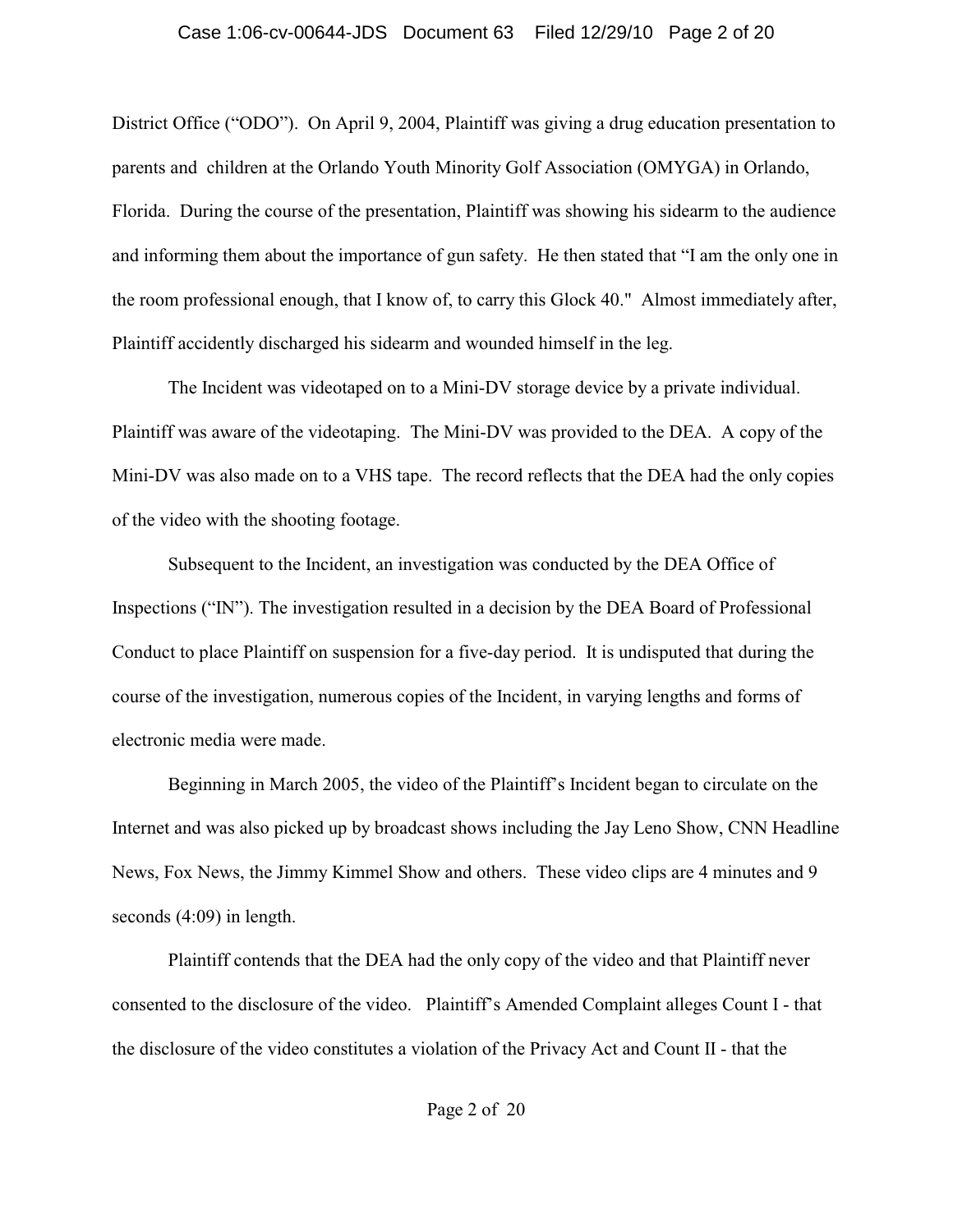District Office ("ODO"). On April 9, 2004, Plaintiff was giving a drug education presentation to parents and children at the Orlando Youth Minority Golf Association (OMYGA) in Orlando, Florida. During the course of the presentation, Plaintiff was showing his sidearm to the audience and informing them about the importance of gun safety. He then stated that "I am the only one in the room professional enough, that I know of, to carry this Glock 40." Almost immediately after, Plaintiff accidently discharged his sidearm and wounded himself in the leg.

The Incident was videotaped on to a Mini-DV storage device by a private individual. Plaintiff was aware of the videotaping. The Mini-DV was provided to the DEA. A copy of the Mini-DV was also made on to a VHS tape. The record reflects that the DEA had the only copies of the video with the shooting footage.

Subsequent to the Incident, an investigation was conducted by the DEA Office of Inspections ("IN"). The investigation resulted in a decision by the DEA Board of Professional Conduct to place Plaintiff on suspension for a five-day period. It is undisputed that during the course of the investigation, numerous copies of the Incident, in varying lengths and forms of electronic media were made.

Beginning in March 2005, the video of the Plaintiff's Incident began to circulate on the Internet and was also picked up by broadcast shows including the Jay Leno Show, CNN Headline News, Fox News, the Jimmy Kimmel Show and others. These video clips are 4 minutes and 9 seconds (4:09) in length.

Plaintiff contends that the DEA had the only copy of the video and that Plaintiff never consented to the disclosure of the video. Plaintiff's Amended Complaint alleges Count I - that the disclosure of the video constitutes a violation of the Privacy Act and Count II - that the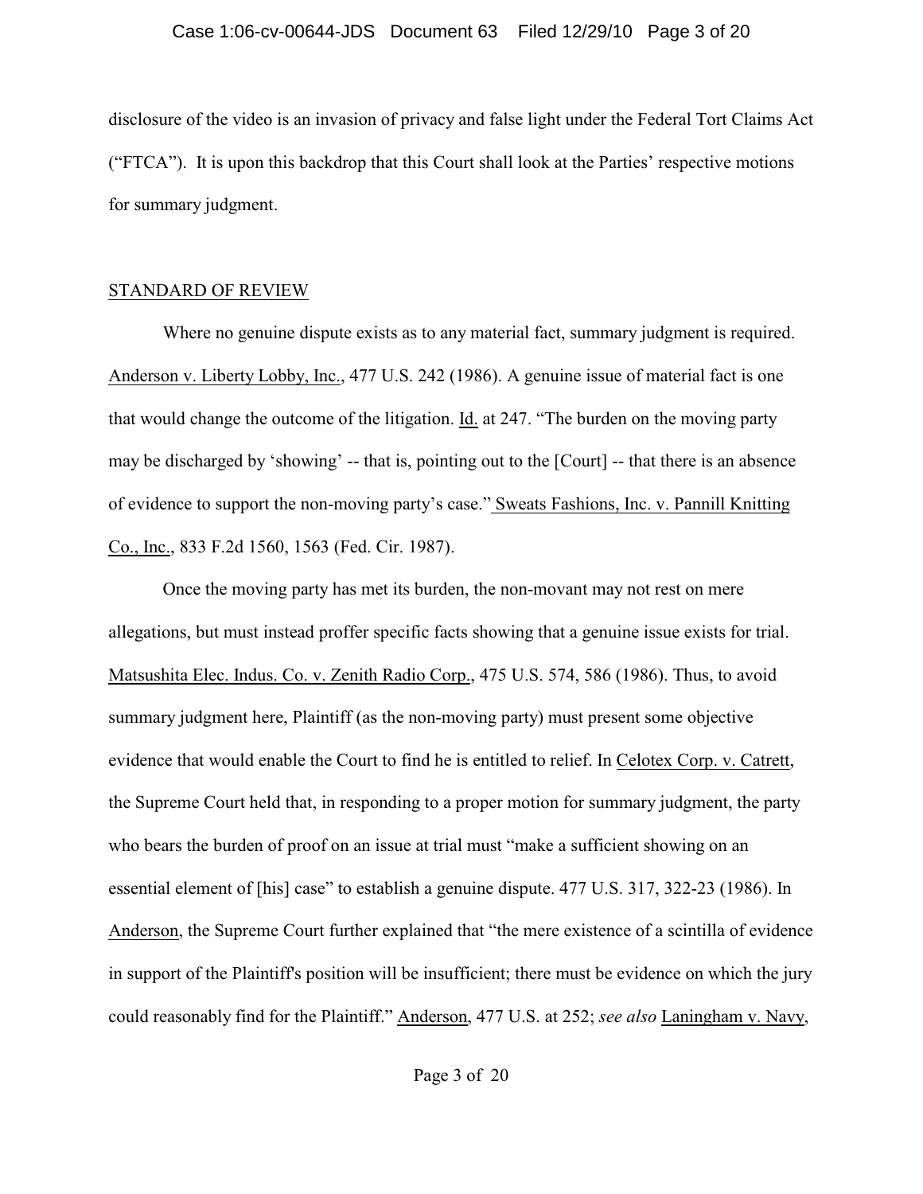disclosure of the video is an invasion of privacy and false light under the Federal Tort Claims Act ("FTCA"). It is upon this backdrop that this Court shall look at the Parties' respective motions for summary judgment.

## STANDARD OF REVIEW

Where no genuine dispute exists as to any material fact, summary judgment is required. Anderson v. Liberty Lobby, Inc., 477 U.S. 242 (1986). A genuine issue of material fact is one that would change the outcome of the litigation. Id. at 247. "The burden on the moving party may be discharged by 'showing' -- that is, pointing out to the [Court] -- that there is an absence of evidence to support the non-moving party's case." Sweats Fashions, Inc. v. Pannill Knitting Co., Inc., 833 F.2d 1560, 1563 (Fed. Cir. 1987).

Once the moving party has met its burden, the non-movant may not rest on mere allegations, but must instead proffer specific facts showing that a genuine issue exists for trial. Matsushita Elec. Indus. Co. v. Zenith Radio Corp., 475 U.S. 574, 586 (1986). Thus, to avoid summary judgment here, Plaintiff (as the non-moving party) must present some objective evidence that would enable the Court to find he is entitled to relief. In Celotex Corp. v. Catrett, the Supreme Court held that, in responding to a proper motion for summary judgment, the party who bears the burden of proof on an issue at trial must "make a sufficient showing on an essential element of [his] case" to establish a genuine dispute. 477 U.S. 317, 322-23 (1986). In Anderson, the Supreme Court further explained that "the mere existence of a scintilla of evidence in support of the Plaintiff's position will be insufficient; there must be evidence on which the jury could reasonably find for the Plaintiff." Anderson, 477 U.S. at 252; *see also* Laningham v. Navy,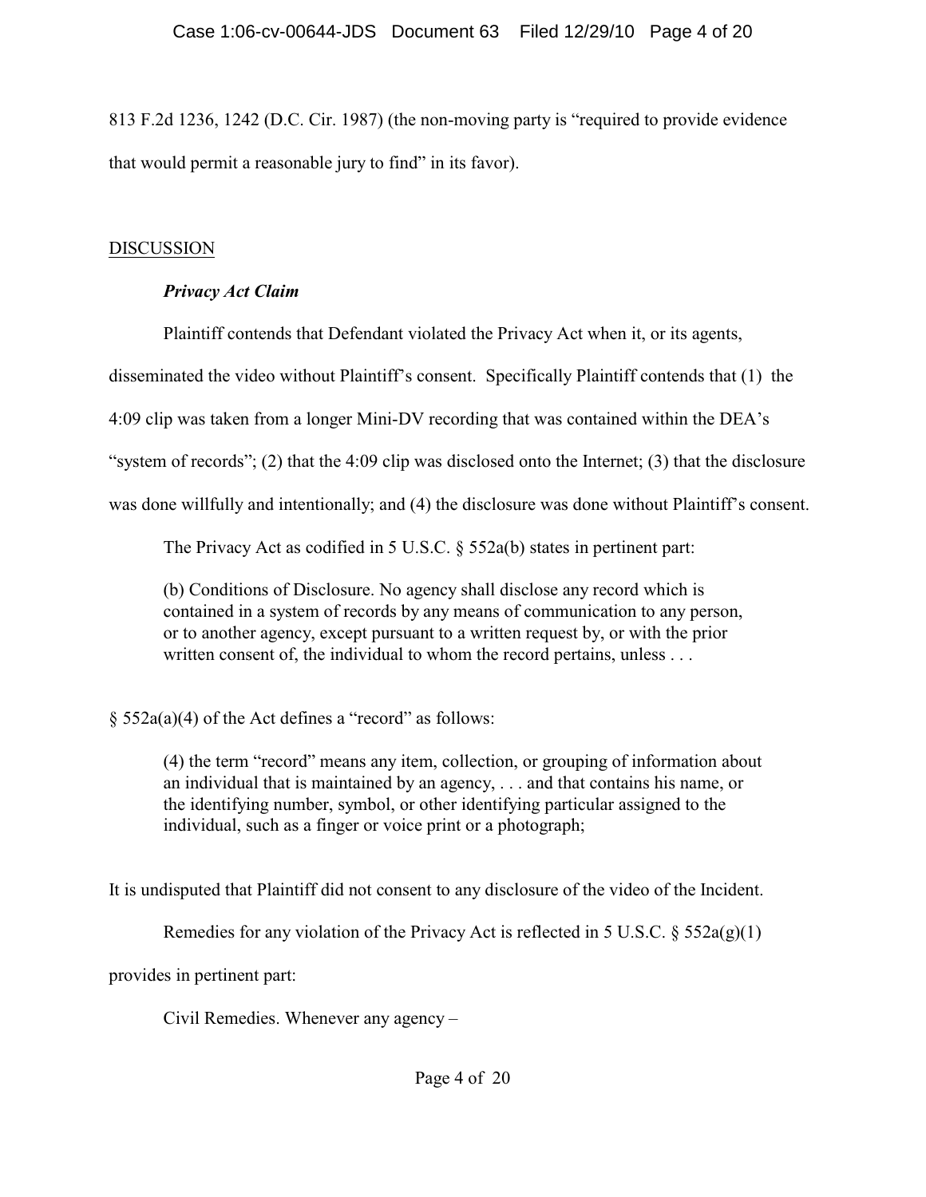813 F.2d 1236, 1242 (D.C. Cir. 1987) (the non-moving party is "required to provide evidence that would permit a reasonable jury to find" in its favor).

## DISCUSSION

### *Privacy Act Claim*

Plaintiff contends that Defendant violated the Privacy Act when it, or its agents, disseminated the video without Plaintiff's consent. Specifically Plaintiff contends that (1) the 4:09 clip was taken from a longer Mini-DV recording that was contained within the DEA's "system of records"; (2) that the 4:09 clip was disclosed onto the Internet; (3) that the disclosure was done willfully and intentionally; and (4) the disclosure was done without Plaintiff's consent.

The Privacy Act as codified in 5 U.S.C. § 552a(b) states in pertinent part:

> (b) Conditions of Disclosure. No agency shall disclose any record which is contained in a system of records by any means of communication to any person, or to another agency, except pursuant to a written request by, or with the prior written consent of, the individual to whom the record pertains, unless . . .

§ 552a(a)(4) of the Act defines a "record" as follows:

> (4) the term "record" means any item, collection, or grouping of information about an individual that is maintained by an agency, . . . and that contains his name, or the identifying number, symbol, or other identifying particular assigned to the individual, such as a finger or voice print or a photograph;

It is undisputed that Plaintiff did not consent to any disclosure of the video of the Incident.

Remedies for any violation of the Privacy Act is reflected in 5 U.S.C. § 552a(g)(1) provides in pertinent part:

> Civil Remedies. Whenever any agency –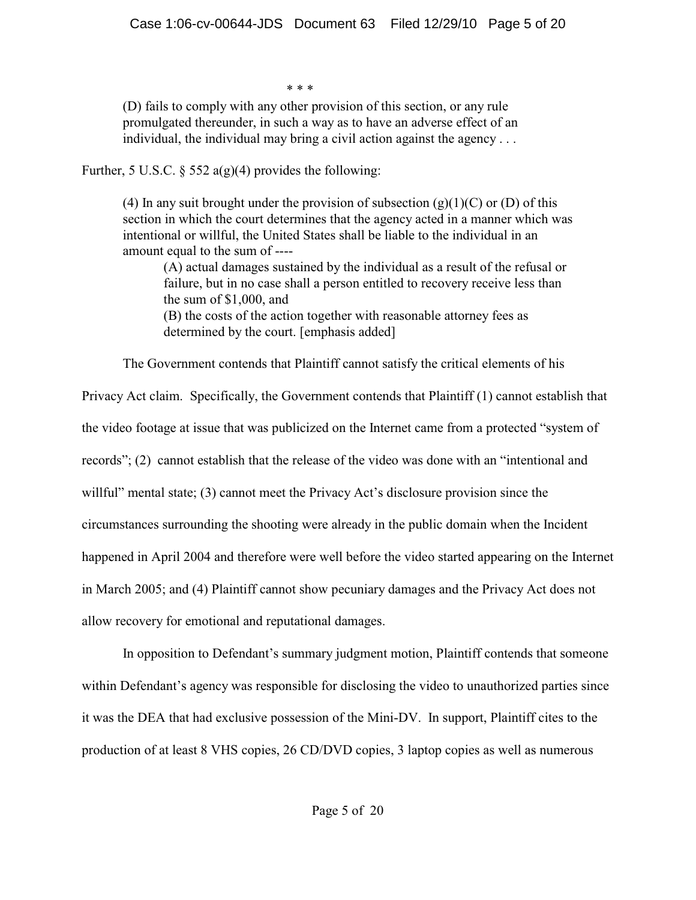\* \* \*

> (D) fails to comply with any other provision of this section, or any rule promulgated thereunder, in such a way as to have an adverse effect of an individual, the individual may bring a civil action against the agency . . .

Further, 5 U.S.C. § 552 a(g)(4) provides the following:

> (4) In any suit brought under the provision of subsection (g)(1)(C) or (D) of this section in which the court determines that the agency acted in a manner which was intentional or willful, the United States shall be liable to the individual in an amount equal to the sum of ----
>
> > (A) actual damages sustained by the individual as a result of the refusal or failure, but in no case shall a person entitled to recovery receive less than the sum of $1,000, and
> >
> > (B) the costs of the action together with reasonable attorney fees as determined by the court. [emphasis added]

The Government contends that Plaintiff cannot satisfy the critical elements of his Privacy Act claim. Specifically, the Government contends that Plaintiff (1) cannot establish that the video footage at issue that was publicized on the Internet came from a protected "system of records"; (2) cannot establish that the release of the video was done with an "intentional and willful" mental state; (3) cannot meet the Privacy Act's disclosure provision since the circumstances surrounding the shooting were already in the public domain when the Incident happened in April 2004 and therefore were well before the video started appearing on the Internet in March 2005; and (4) Plaintiff cannot show pecuniary damages and the Privacy Act does not allow recovery for emotional and reputational damages.

In opposition to Defendant's summary judgment motion, Plaintiff contends that someone within Defendant's agency was responsible for disclosing the video to unauthorized parties since it was the DEA that had exclusive possession of the Mini-DV. In support, Plaintiff cites to the production of at least 8 VHS copies, 26 CD/DVD copies, 3 laptop copies as well as numerous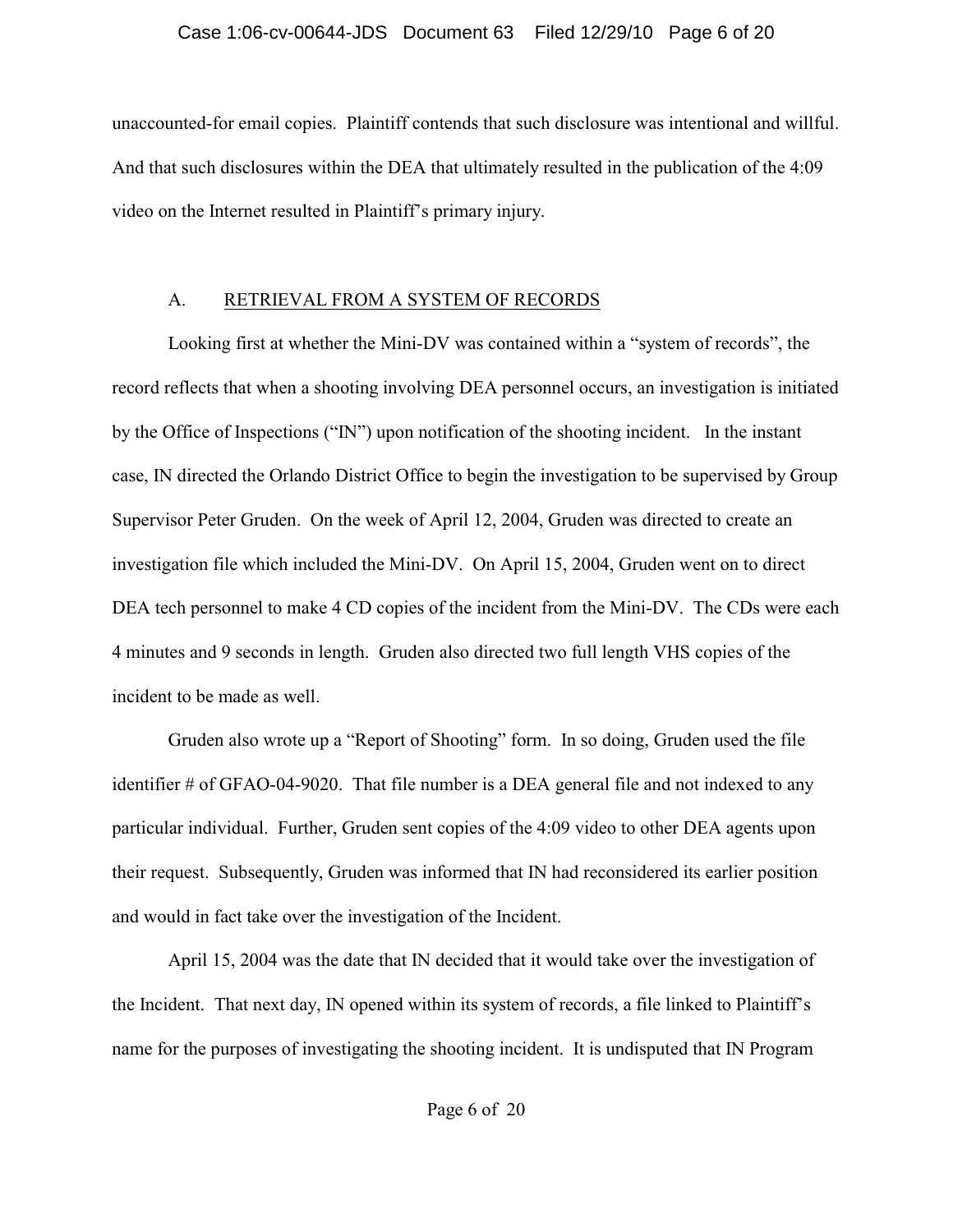unaccounted-for email copies. Plaintiff contends that such disclosure was intentional and willful. And that such disclosures within the DEA that ultimately resulted in the publication of the 4:09 video on the Internet resulted in Plaintiff's primary injury.

### A. RETRIEVAL FROM A SYSTEM OF RECORDS

Looking first at whether the Mini-DV was contained within a "system of records", the record reflects that when a shooting involving DEA personnel occurs, an investigation is initiated by the Office of Inspections ("IN") upon notification of the shooting incident. In the instant case, IN directed the Orlando District Office to begin the investigation to be supervised by Group Supervisor Peter Gruden. On the week of April 12, 2004, Gruden was directed to create an investigation file which included the Mini-DV. On April 15, 2004, Gruden went on to direct DEA tech personnel to make 4 CD copies of the incident from the Mini-DV. The CDs were each 4 minutes and 9 seconds in length. Gruden also directed two full length VHS copies of the incident to be made as well.

Gruden also wrote up a "Report of Shooting" form. In so doing, Gruden used the file identifier # of GFAO-04-9020. That file number is a DEA general file and not indexed to any particular individual. Further, Gruden sent copies of the 4:09 video to other DEA agents upon their request. Subsequently, Gruden was informed that IN had reconsidered its earlier position and would in fact take over the investigation of the Incident.

April 15, 2004 was the date that IN decided that it would take over the investigation of the Incident. That next day, IN opened within its system of records, a file linked to Plaintiff's name for the purposes of investigating the shooting incident. It is undisputed that IN Program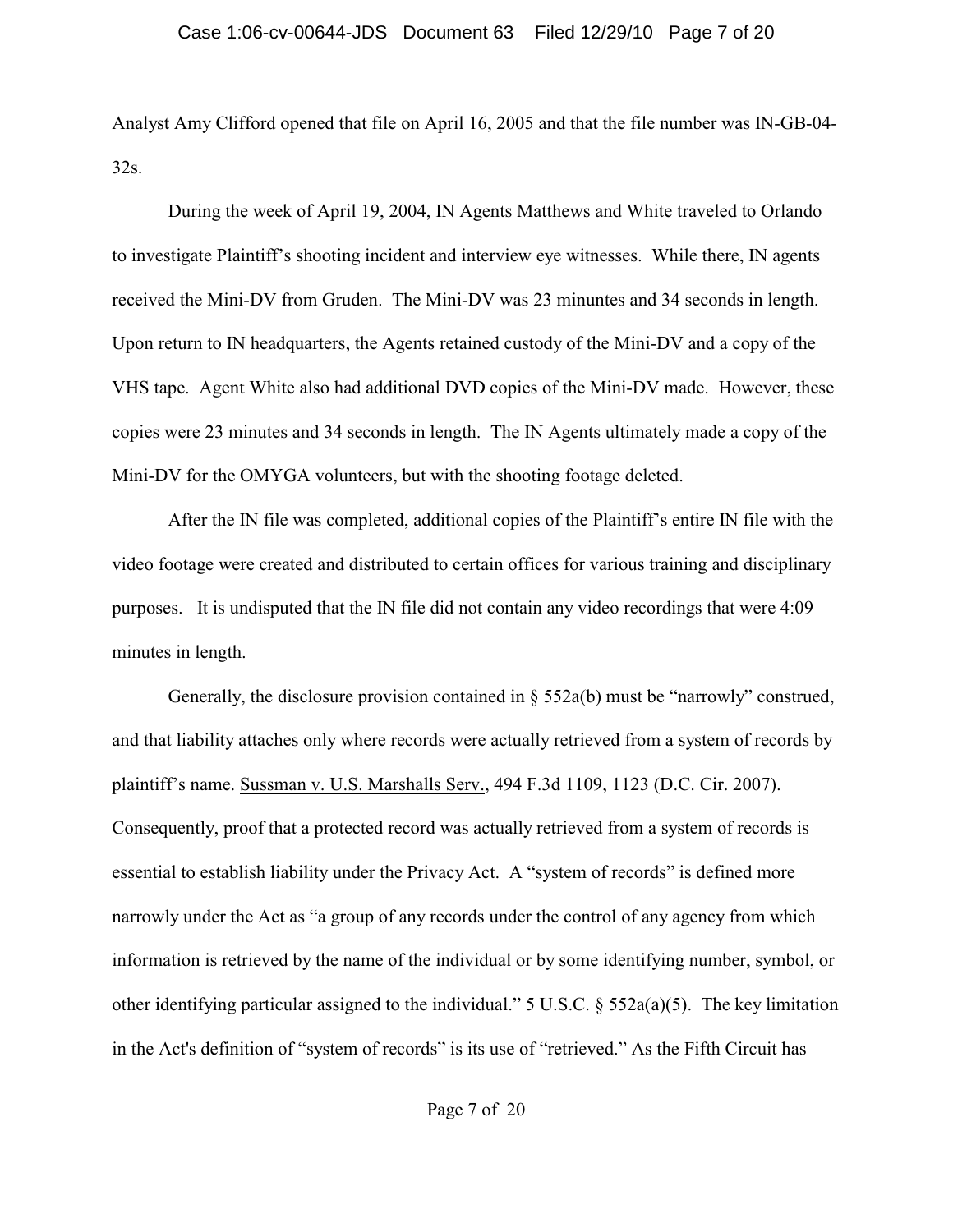Analyst Amy Clifford opened that file on April 16, 2005 and that the file number was IN-GB-04-32s.

During the week of April 19, 2004, IN Agents Matthews and White traveled to Orlando to investigate Plaintiff's shooting incident and interview eye witnesses. While there, IN agents received the Mini-DV from Gruden. The Mini-DV was 23 minuntes and 34 seconds in length. Upon return to IN headquarters, the Agents retained custody of the Mini-DV and a copy of the VHS tape. Agent White also had additional DVD copies of the Mini-DV made. However, these copies were 23 minutes and 34 seconds in length. The IN Agents ultimately made a copy of the Mini-DV for the OMYGA volunteers, but with the shooting footage deleted.

After the IN file was completed, additional copies of the Plaintiff's entire IN file with the video footage were created and distributed to certain offices for various training and disciplinary purposes. It is undisputed that the IN file did not contain any video recordings that were 4:09 minutes in length.

Generally, the disclosure provision contained in § 552a(b) must be "narrowly" construed, and that liability attaches only where records were actually retrieved from a system of records by plaintiff's name. Sussman v. U.S. Marshalls Serv., 494 F.3d 1109, 1123 (D.C. Cir. 2007). Consequently, proof that a protected record was actually retrieved from a system of records is essential to establish liability under the Privacy Act. A "system of records" is defined more narrowly under the Act as "a group of any records under the control of any agency from which information is retrieved by the name of the individual or by some identifying number, symbol, or other identifying particular assigned to the individual." 5 U.S.C. § 552a(a)(5). The key limitation in the Act's definition of "system of records" is its use of "retrieved." As the Fifth Circuit has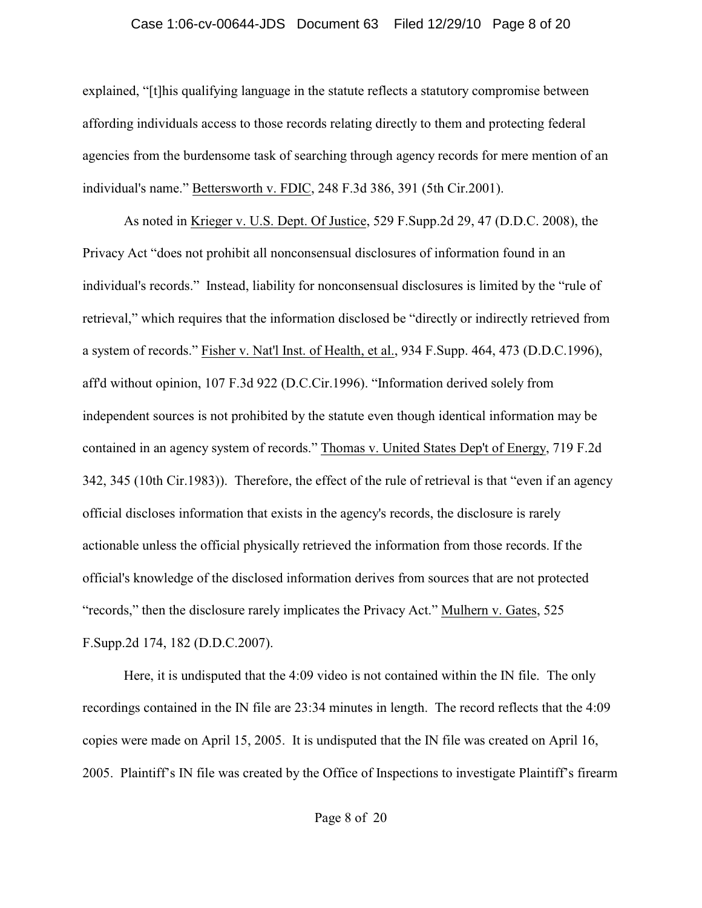explained, "[t]his qualifying language in the statute reflects a statutory compromise between affording individuals access to those records relating directly to them and protecting federal agencies from the burdensome task of searching through agency records for mere mention of an individual's name." Bettersworth v. FDIC, 248 F.3d 386, 391 (5th Cir.2001).

As noted in Krieger v. U.S. Dept. Of Justice, 529 F.Supp.2d 29, 47 (D.D.C. 2008), the Privacy Act "does not prohibit all nonconsensual disclosures of information found in an individual's records." Instead, liability for nonconsensual disclosures is limited by the "rule of retrieval," which requires that the information disclosed be "directly or indirectly retrieved from a system of records." Fisher v. Nat'l Inst. of Health, et al., 934 F.Supp. 464, 473 (D.D.C.1996), aff'd without opinion, 107 F.3d 922 (D.C.Cir.1996). "Information derived solely from independent sources is not prohibited by the statute even though identical information may be contained in an agency system of records." Thomas v. United States Dep't of Energy, 719 F.2d 342, 345 (10th Cir.1983)). Therefore, the effect of the rule of retrieval is that "even if an agency official discloses information that exists in the agency's records, the disclosure is rarely actionable unless the official physically retrieved the information from those records. If the official's knowledge of the disclosed information derives from sources that are not protected "records," then the disclosure rarely implicates the Privacy Act." Mulhern v. Gates, 525 F.Supp.2d 174, 182 (D.D.C.2007).

Here, it is undisputed that the 4:09 video is not contained within the IN file. The only recordings contained in the IN file are 23:34 minutes in length. The record reflects that the 4:09 copies were made on April 15, 2005. It is undisputed that the IN file was created on April 16, 2005. Plaintiff's IN file was created by the Office of Inspections to investigate Plaintiff's firearm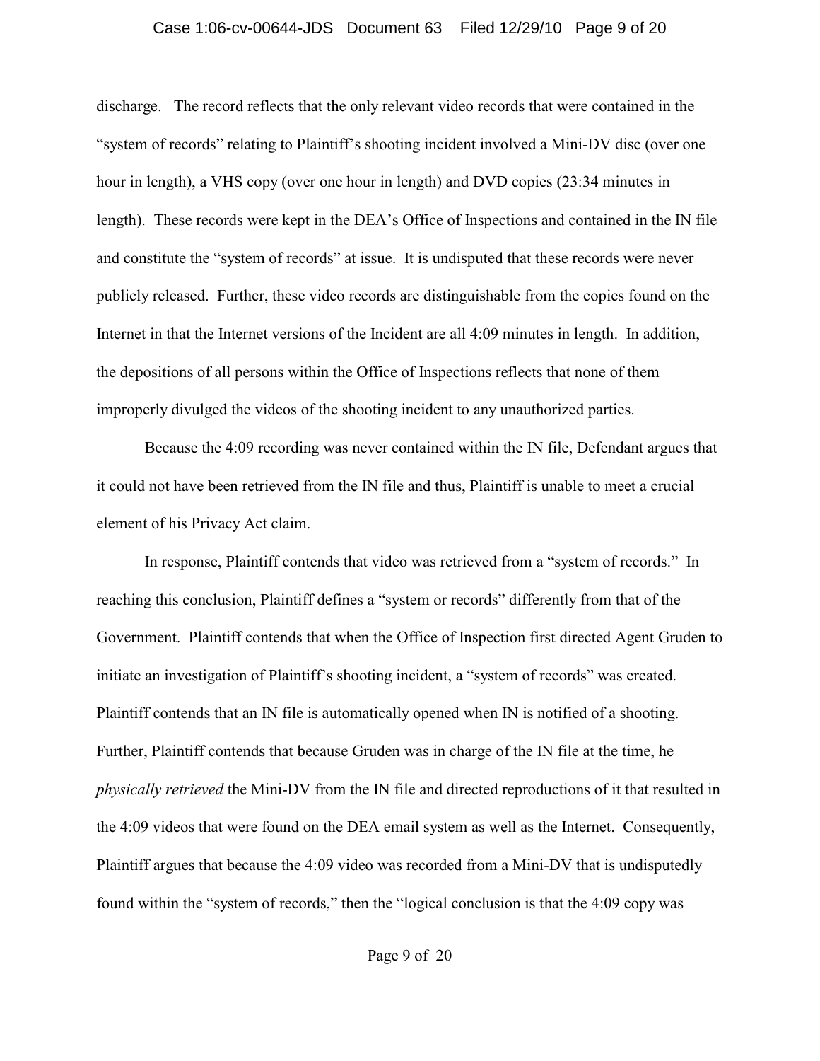discharge. The record reflects that the only relevant video records that were contained in the "system of records" relating to Plaintiff's shooting incident involved a Mini-DV disc (over one hour in length), a VHS copy (over one hour in length) and DVD copies (23:34 minutes in length). These records were kept in the DEA's Office of Inspections and contained in the IN file and constitute the "system of records" at issue. It is undisputed that these records were never publicly released. Further, these video records are distinguishable from the copies found on the Internet in that the Internet versions of the Incident are all 4:09 minutes in length. In addition, the depositions of all persons within the Office of Inspections reflects that none of them improperly divulged the videos of the shooting incident to any unauthorized parties.

Because the 4:09 recording was never contained within the IN file, Defendant argues that it could not have been retrieved from the IN file and thus, Plaintiff is unable to meet a crucial element of his Privacy Act claim.

In response, Plaintiff contends that video was retrieved from a "system of records." In reaching this conclusion, Plaintiff defines a "system or records" differently from that of the Government. Plaintiff contends that when the Office of Inspection first directed Agent Gruden to initiate an investigation of Plaintiff's shooting incident, a "system of records" was created. Plaintiff contends that an IN file is automatically opened when IN is notified of a shooting. Further, Plaintiff contends that because Gruden was in charge of the IN file at the time, he *physically retrieved* the Mini-DV from the IN file and directed reproductions of it that resulted in the 4:09 videos that were found on the DEA email system as well as the Internet. Consequently, Plaintiff argues that because the 4:09 video was recorded from a Mini-DV that is undisputedly found within the "system of records," then the "logical conclusion is that the 4:09 copy was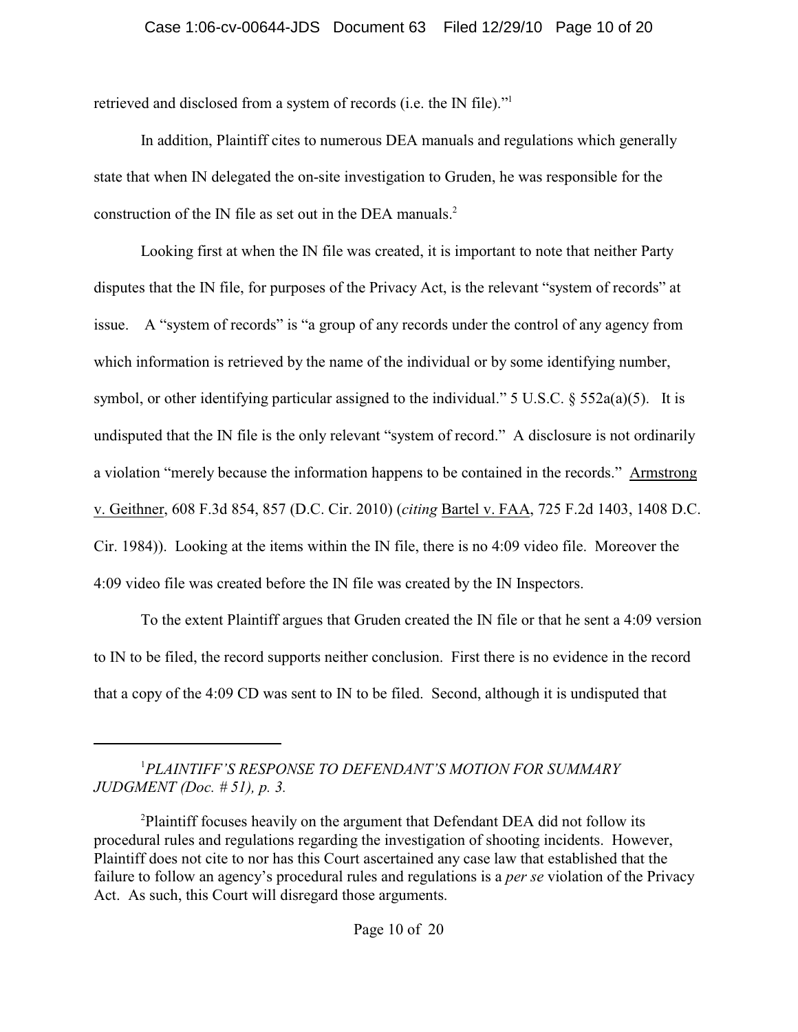retrieved and disclosed from a system of records (i.e. the IN file)."[1]

In addition, Plaintiff cites to numerous DEA manuals and regulations which generally state that when IN delegated the on-site investigation to Gruden, he was responsible for the construction of the IN file as set out in the DEA manuals.[2]

Looking first at when the IN file was created, it is important to note that neither Party disputes that the IN file, for purposes of the Privacy Act, is the relevant "system of records" at issue. A "system of records" is "a group of any records under the control of any agency from which information is retrieved by the name of the individual or by some identifying number, symbol, or other identifying particular assigned to the individual." 5 U.S.C. § 552a(a)(5). It is undisputed that the IN file is the only relevant "system of record." A disclosure is not ordinarily a violation "merely because the information happens to be contained in the records." Armstrong v. Geithner, 608 F.3d 854, 857 (D.C. Cir. 2010) (*citing* Bartel v. FAA, 725 F.2d 1403, 1408 D.C. Cir. 1984)). Looking at the items within the IN file, there is no 4:09 video file. Moreover the 4:09 video file was created before the IN file was created by the IN Inspectors.

To the extent Plaintiff argues that Gruden created the IN file or that he sent a 4:09 version to IN to be filed, the record supports neither conclusion. First there is no evidence in the record that a copy of the 4:09 CD was sent to IN to be filed. Second, although it is undisputed that

---

[1] *PLAINTIFF'S RESPONSE TO DEFENDANT'S MOTION FOR SUMMARY JUDGMENT (Doc. # 51), p. 3.*

[2] Plaintiff focuses heavily on the argument that Defendant DEA did not follow its procedural rules and regulations regarding the investigation of shooting incidents. However, Plaintiff does not cite to nor has this Court ascertained any case law that established that the failure to follow an agency's procedural rules and regulations is a *per se* violation of the Privacy Act. As such, this Court will disregard those arguments.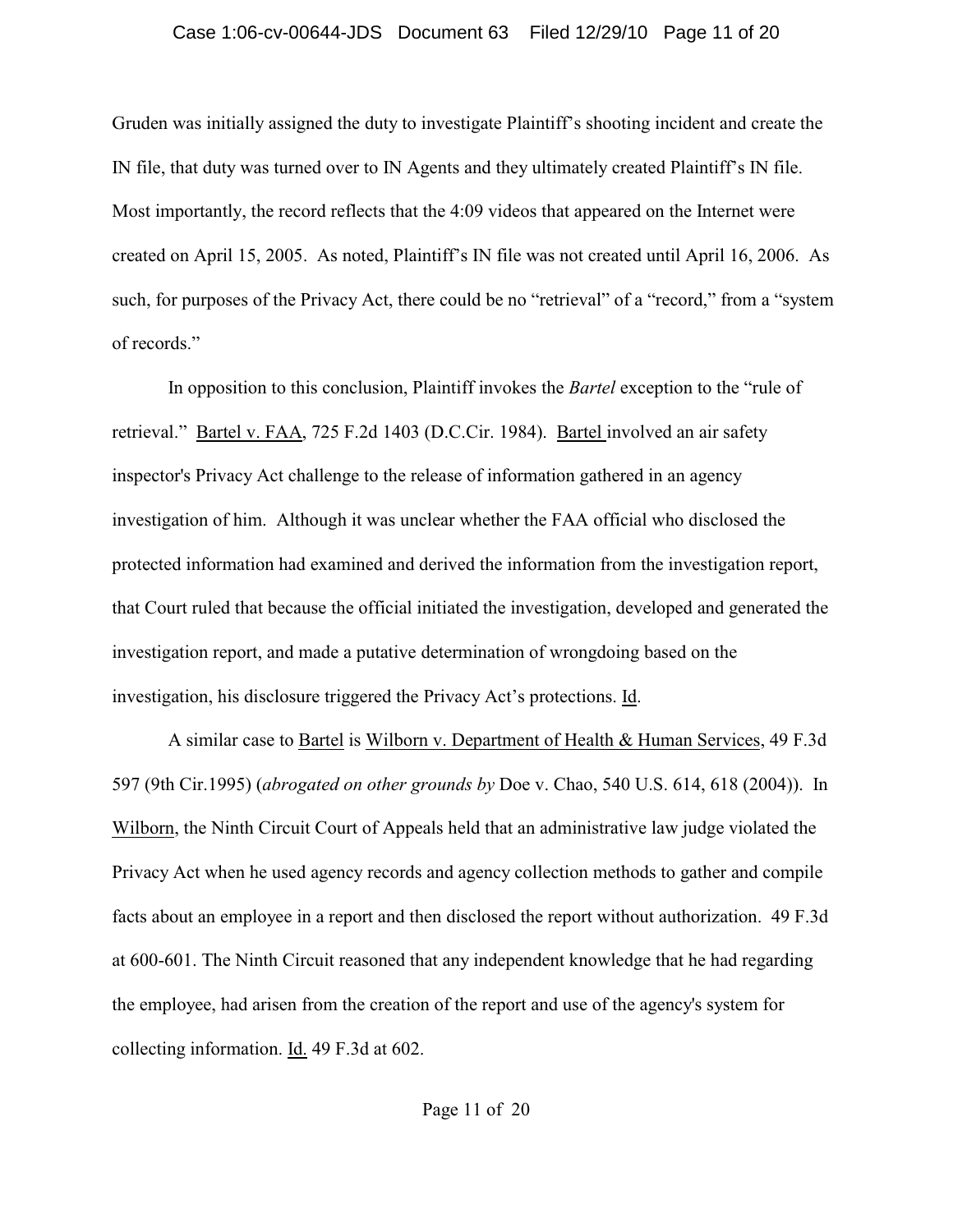Gruden was initially assigned the duty to investigate Plaintiff's shooting incident and create the IN file, that duty was turned over to IN Agents and they ultimately created Plaintiff's IN file. Most importantly, the record reflects that the 4:09 videos that appeared on the Internet were created on April 15, 2005. As noted, Plaintiff's IN file was not created until April 16, 2006. As such, for purposes of the Privacy Act, there could be no "retrieval" of a "record," from a "system of records."

In opposition to this conclusion, Plaintiff invokes the *Bartel* exception to the "rule of retrieval." Bartel v. FAA, 725 F.2d 1403 (D.C.Cir. 1984). Bartel involved an air safety inspector's Privacy Act challenge to the release of information gathered in an agency investigation of him. Although it was unclear whether the FAA official who disclosed the protected information had examined and derived the information from the investigation report, that Court ruled that because the official initiated the investigation, developed and generated the investigation report, and made a putative determination of wrongdoing based on the investigation, his disclosure triggered the Privacy Act's protections. Id.

A similar case to Bartel is Wilborn v. Department of Health & Human Services, 49 F.3d 597 (9th Cir.1995) (*abrogated on other grounds by* Doe v. Chao, 540 U.S. 614, 618 (2004)). In Wilborn, the Ninth Circuit Court of Appeals held that an administrative law judge violated the Privacy Act when he used agency records and agency collection methods to gather and compile facts about an employee in a report and then disclosed the report without authorization. 49 F.3d at 600-601. The Ninth Circuit reasoned that any independent knowledge that he had regarding the employee, had arisen from the creation of the report and use of the agency's system for collecting information. Id. 49 F.3d at 602.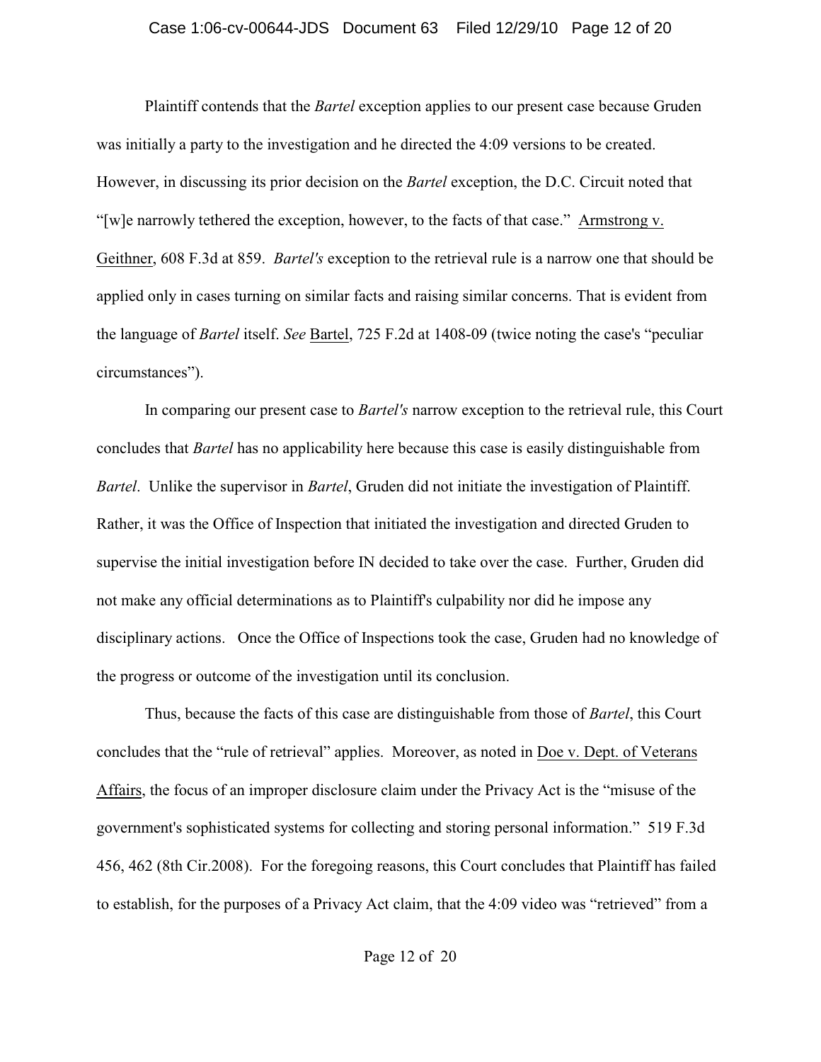Plaintiff contends that the *Bartel* exception applies to our present case because Gruden was initially a party to the investigation and he directed the 4:09 versions to be created. However, in discussing its prior decision on the *Bartel* exception, the D.C. Circuit noted that "[w]e narrowly tethered the exception, however, to the facts of that case." Armstrong v. Geithner, 608 F.3d at 859. *Bartel's* exception to the retrieval rule is a narrow one that should be applied only in cases turning on similar facts and raising similar concerns. That is evident from the language of *Bartel* itself. *See* Bartel, 725 F.2d at 1408-09 (twice noting the case's "peculiar circumstances").

In comparing our present case to *Bartel's* narrow exception to the retrieval rule, this Court concludes that *Bartel* has no applicability here because this case is easily distinguishable from *Bartel*. Unlike the supervisor in *Bartel*, Gruden did not initiate the investigation of Plaintiff. Rather, it was the Office of Inspection that initiated the investigation and directed Gruden to supervise the initial investigation before IN decided to take over the case. Further, Gruden did not make any official determinations as to Plaintiff's culpability nor did he impose any disciplinary actions. Once the Office of Inspections took the case, Gruden had no knowledge of the progress or outcome of the investigation until its conclusion.

Thus, because the facts of this case are distinguishable from those of *Bartel*, this Court concludes that the "rule of retrieval" applies. Moreover, as noted in Doe v. Dept. of Veterans Affairs, the focus of an improper disclosure claim under the Privacy Act is the "misuse of the government's sophisticated systems for collecting and storing personal information." 519 F.3d 456, 462 (8th Cir.2008). For the foregoing reasons, this Court concludes that Plaintiff has failed to establish, for the purposes of a Privacy Act claim, that the 4:09 video was "retrieved" from a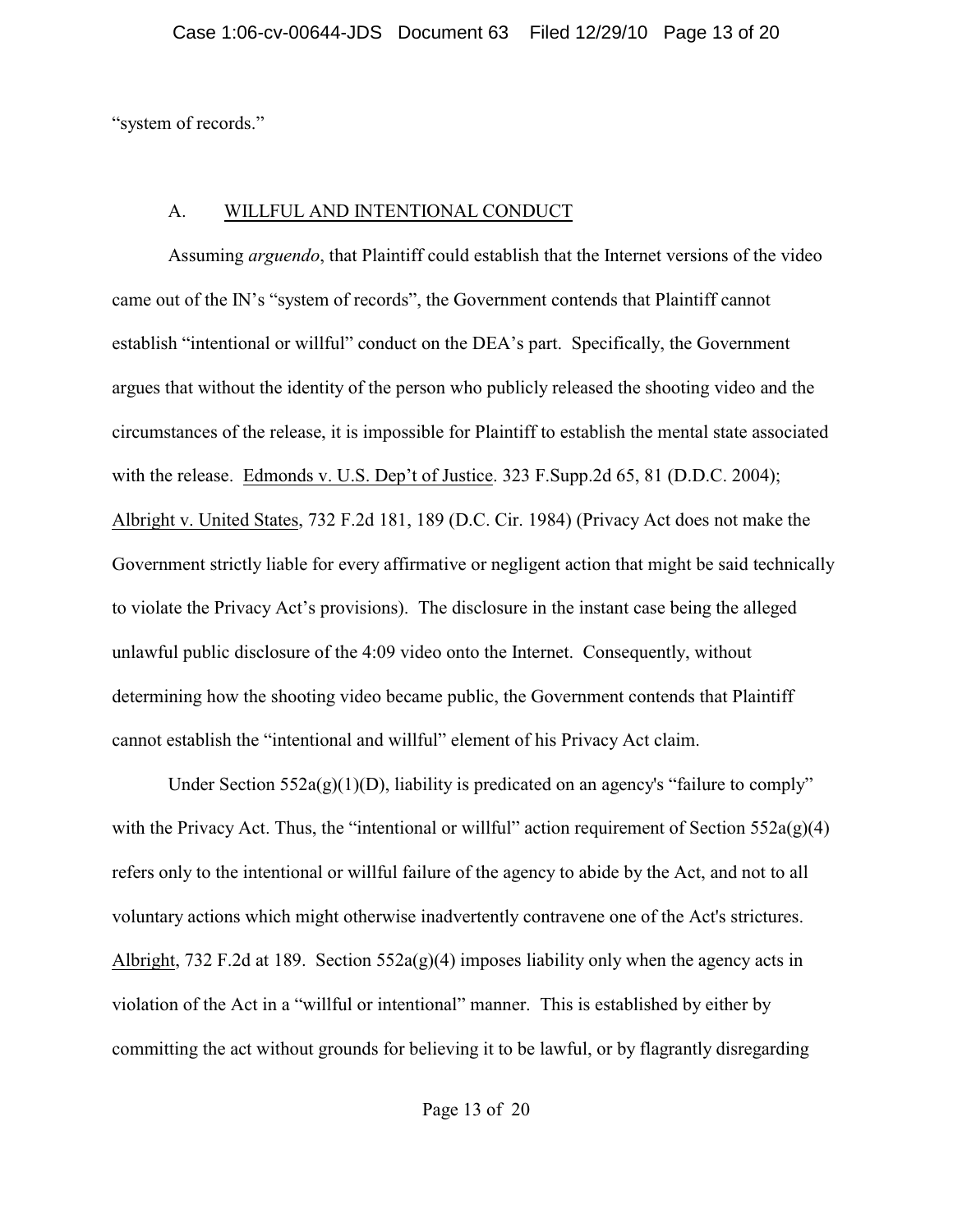"system of records."

## A. WILLFUL AND INTENTIONAL CONDUCT

Assuming *arguendo*, that Plaintiff could establish that the Internet versions of the video came out of the IN's "system of records", the Government contends that Plaintiff cannot establish "intentional or willful" conduct on the DEA's part. Specifically, the Government argues that without the identity of the person who publicly released the shooting video and the circumstances of the release, it is impossible for Plaintiff to establish the mental state associated with the release. Edmonds v. U.S. Dep't of Justice. 323 F.Supp.2d 65, 81 (D.D.C. 2004); Albright v. United States, 732 F.2d 181, 189 (D.C. Cir. 1984) (Privacy Act does not make the Government strictly liable for every affirmative or negligent action that might be said technically to violate the Privacy Act's provisions). The disclosure in the instant case being the alleged unlawful public disclosure of the 4:09 video onto the Internet. Consequently, without determining how the shooting video became public, the Government contends that Plaintiff cannot establish the "intentional and willful" element of his Privacy Act claim.

Under Section 552a(g)(1)(D), liability is predicated on an agency's "failure to comply" with the Privacy Act. Thus, the "intentional or willful" action requirement of Section 552a(g)(4) refers only to the intentional or willful failure of the agency to abide by the Act, and not to all voluntary actions which might otherwise inadvertently contravene one of the Act's strictures. Albright, 732 F.2d at 189. Section 552a(g)(4) imposes liability only when the agency acts in violation of the Act in a "willful or intentional" manner. This is established by either by committing the act without grounds for believing it to be lawful, or by flagrantly disregarding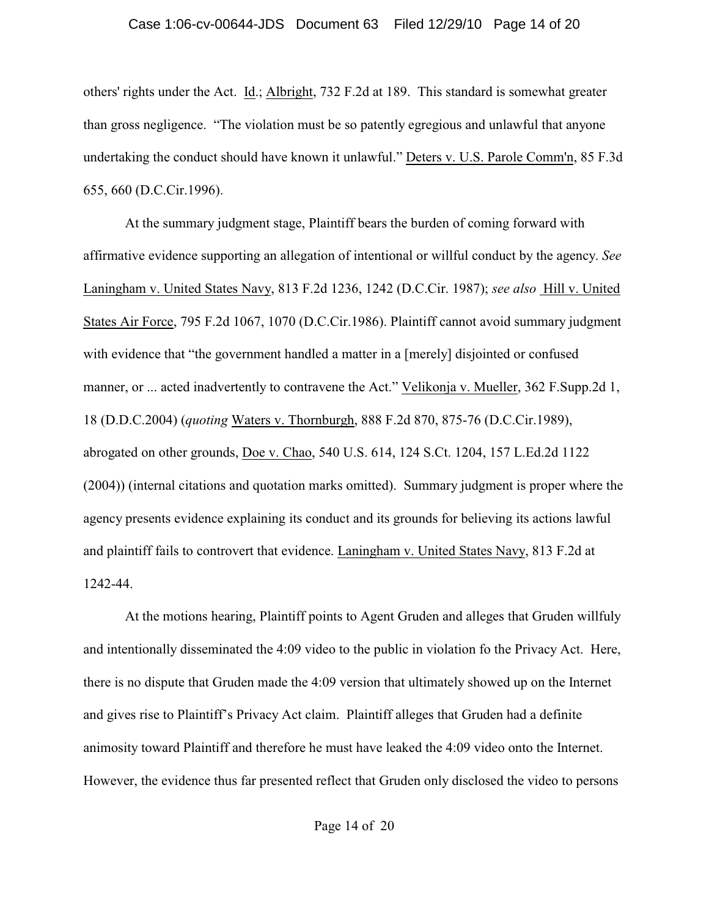others' rights under the Act. Id.; Albright, 732 F.2d at 189. This standard is somewhat greater than gross negligence. "The violation must be so patently egregious and unlawful that anyone undertaking the conduct should have known it unlawful." Deters v. U.S. Parole Comm'n, 85 F.3d 655, 660 (D.C.Cir.1996).

At the summary judgment stage, Plaintiff bears the burden of coming forward with affirmative evidence supporting an allegation of intentional or willful conduct by the agency. *See* Laningham v. United States Navy, 813 F.2d 1236, 1242 (D.C.Cir. 1987); *see also* Hill v. United States Air Force, 795 F.2d 1067, 1070 (D.C.Cir.1986). Plaintiff cannot avoid summary judgment with evidence that "the government handled a matter in a [merely] disjointed or confused manner, or ... acted inadvertently to contravene the Act." Velikonja v. Mueller, 362 F.Supp.2d 1, 18 (D.D.C.2004) (*quoting* Waters v. Thornburgh, 888 F.2d 870, 875-76 (D.C.Cir.1989), abrogated on other grounds, Doe v. Chao, 540 U.S. 614, 124 S.Ct. 1204, 157 L.Ed.2d 1122 (2004)) (internal citations and quotation marks omitted). Summary judgment is proper where the agency presents evidence explaining its conduct and its grounds for believing its actions lawful and plaintiff fails to controvert that evidence. Laningham v. United States Navy, 813 F.2d at 1242-44.

At the motions hearing, Plaintiff points to Agent Gruden and alleges that Gruden willfuly and intentionally disseminated the 4:09 video to the public in violation fo the Privacy Act. Here, there is no dispute that Gruden made the 4:09 version that ultimately showed up on the Internet and gives rise to Plaintiff's Privacy Act claim. Plaintiff alleges that Gruden had a definite animosity toward Plaintiff and therefore he must have leaked the 4:09 video onto the Internet. However, the evidence thus far presented reflect that Gruden only disclosed the video to persons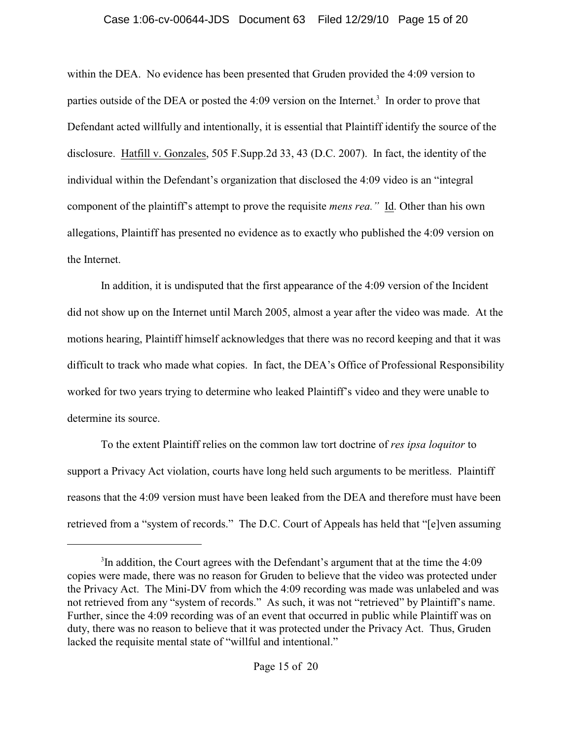within the DEA. No evidence has been presented that Gruden provided the 4:09 version to parties outside of the DEA or posted the 4:09 version on the Internet.[3] In order to prove that Defendant acted willfully and intentionally, it is essential that Plaintiff identify the source of the disclosure. Hatfill v. Gonzales, 505 F.Supp.2d 33, 43 (D.C. 2007). In fact, the identity of the individual within the Defendant's organization that disclosed the 4:09 video is an "integral component of the plaintiff's attempt to prove the requisite *mens rea."* Id. Other than his own allegations, Plaintiff has presented no evidence as to exactly who published the 4:09 version on the Internet.

In addition, it is undisputed that the first appearance of the 4:09 version of the Incident did not show up on the Internet until March 2005, almost a year after the video was made. At the motions hearing, Plaintiff himself acknowledges that there was no record keeping and that it was difficult to track who made what copies. In fact, the DEA's Office of Professional Responsibility worked for two years trying to determine who leaked Plaintiff's video and they were unable to determine its source.

To the extent Plaintiff relies on the common law tort doctrine of *res ipsa loquitor* to support a Privacy Act violation, courts have long held such arguments to be meritless. Plaintiff reasons that the 4:09 version must have been leaked from the DEA and therefore must have been retrieved from a "system of records." The D.C. Court of Appeals has held that "[e]ven assuming

---

[3]In addition, the Court agrees with the Defendant's argument that at the time the 4:09 copies were made, there was no reason for Gruden to believe that the video was protected under the Privacy Act. The Mini-DV from which the 4:09 recording was made was unlabeled and was not retrieved from any "system of records." As such, it was not "retrieved" by Plaintiff's name. Further, since the 4:09 recording was of an event that occurred in public while Plaintiff was on duty, there was no reason to believe that it was protected under the Privacy Act. Thus, Gruden lacked the requisite mental state of "willful and intentional."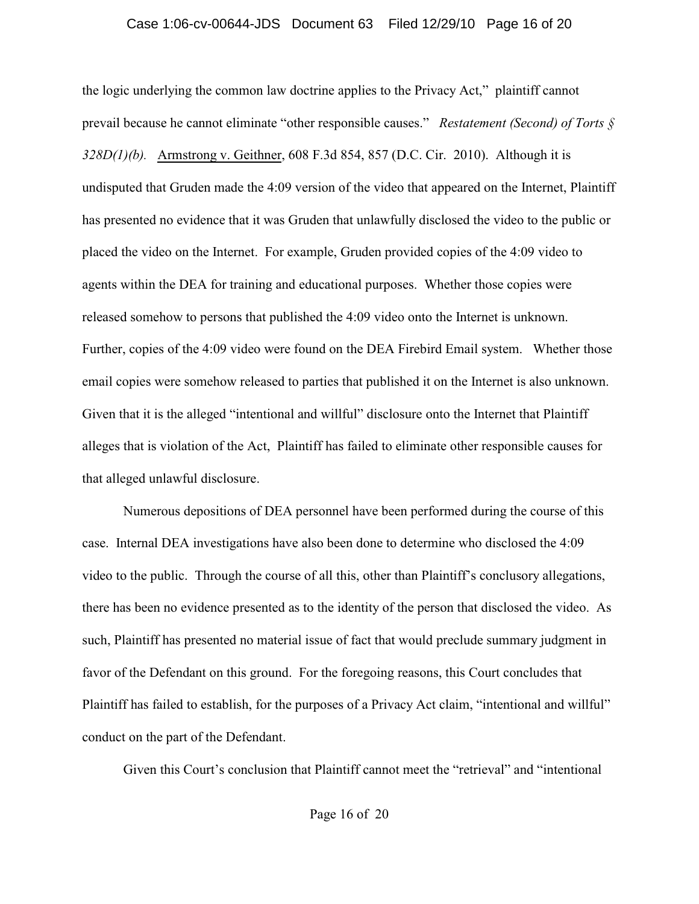the logic underlying the common law doctrine applies to the Privacy Act," plaintiff cannot prevail because he cannot eliminate "other responsible causes." *Restatement (Second) of Torts § 328D(1)(b).* Armstrong v. Geithner, 608 F.3d 854, 857 (D.C. Cir. 2010). Although it is undisputed that Gruden made the 4:09 version of the video that appeared on the Internet, Plaintiff has presented no evidence that it was Gruden that unlawfully disclosed the video to the public or placed the video on the Internet. For example, Gruden provided copies of the 4:09 video to agents within the DEA for training and educational purposes. Whether those copies were released somehow to persons that published the 4:09 video onto the Internet is unknown. Further, copies of the 4:09 video were found on the DEA Firebird Email system. Whether those email copies were somehow released to parties that published it on the Internet is also unknown. Given that it is the alleged "intentional and willful" disclosure onto the Internet that Plaintiff alleges that is violation of the Act, Plaintiff has failed to eliminate other responsible causes for that alleged unlawful disclosure.

Numerous depositions of DEA personnel have been performed during the course of this case. Internal DEA investigations have also been done to determine who disclosed the 4:09 video to the public. Through the course of all this, other than Plaintiff's conclusory allegations, there has been no evidence presented as to the identity of the person that disclosed the video. As such, Plaintiff has presented no material issue of fact that would preclude summary judgment in favor of the Defendant on this ground. For the foregoing reasons, this Court concludes that Plaintiff has failed to establish, for the purposes of a Privacy Act claim, "intentional and willful" conduct on the part of the Defendant.

Given this Court's conclusion that Plaintiff cannot meet the "retrieval" and "intentional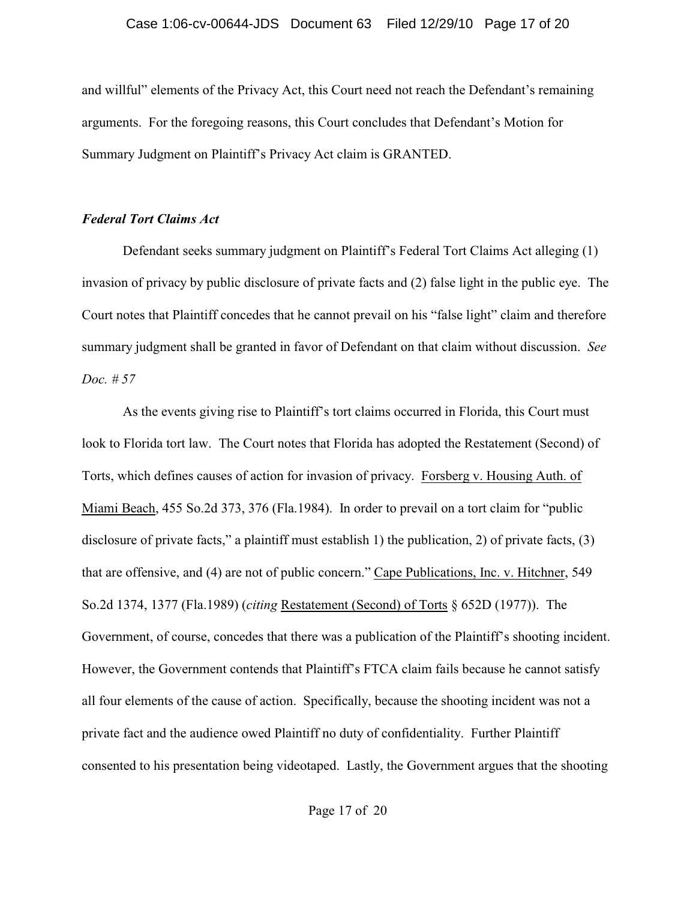and willful" elements of the Privacy Act, this Court need not reach the Defendant's remaining arguments. For the foregoing reasons, this Court concludes that Defendant's Motion for Summary Judgment on Plaintiff's Privacy Act claim is GRANTED.

### *Federal Tort Claims Act*

Defendant seeks summary judgment on Plaintiff's Federal Tort Claims Act alleging (1) invasion of privacy by public disclosure of private facts and (2) false light in the public eye. The Court notes that Plaintiff concedes that he cannot prevail on his "false light" claim and therefore summary judgment shall be granted in favor of Defendant on that claim without discussion. *See Doc. # 57*

As the events giving rise to Plaintiff's tort claims occurred in Florida, this Court must look to Florida tort law. The Court notes that Florida has adopted the Restatement (Second) of Torts, which defines causes of action for invasion of privacy. Forsberg v. Housing Auth. of Miami Beach, 455 So.2d 373, 376 (Fla.1984). In order to prevail on a tort claim for "public disclosure of private facts," a plaintiff must establish 1) the publication, 2) of private facts, (3) that are offensive, and (4) are not of public concern." Cape Publications, Inc. v. Hitchner, 549 So.2d 1374, 1377 (Fla.1989) (*citing* Restatement (Second) of Torts § 652D (1977)). The Government, of course, concedes that there was a publication of the Plaintiff's shooting incident. However, the Government contends that Plaintiff's FTCA claim fails because he cannot satisfy all four elements of the cause of action. Specifically, because the shooting incident was not a private fact and the audience owed Plaintiff no duty of confidentiality. Further Plaintiff consented to his presentation being videotaped. Lastly, the Government argues that the shooting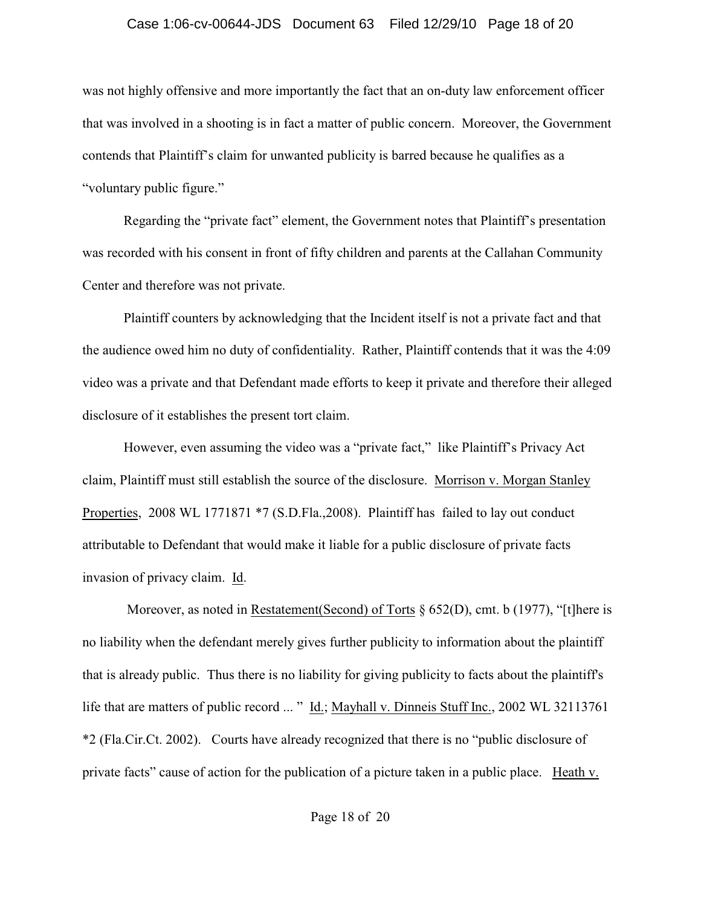was not highly offensive and more importantly the fact that an on-duty law enforcement officer that was involved in a shooting is in fact a matter of public concern. Moreover, the Government contends that Plaintiff's claim for unwanted publicity is barred because he qualifies as a "voluntary public figure."

Regarding the "private fact" element, the Government notes that Plaintiff's presentation was recorded with his consent in front of fifty children and parents at the Callahan Community Center and therefore was not private.

Plaintiff counters by acknowledging that the Incident itself is not a private fact and that the audience owed him no duty of confidentiality. Rather, Plaintiff contends that it was the 4:09 video was a private and that Defendant made efforts to keep it private and therefore their alleged disclosure of it establishes the present tort claim.

However, even assuming the video was a "private fact," like Plaintiff's Privacy Act claim, Plaintiff must still establish the source of the disclosure. Morrison v. Morgan Stanley Properties, 2008 WL 1771871 *7 (S.D.Fla.,2008). Plaintiff has failed to lay out conduct attributable to Defendant that would make it liable for a public disclosure of private facts invasion of privacy claim. Id.

Moreover, as noted in Restatement(Second) of Torts § 652(D), cmt. b (1977), "[t]here is no liability when the defendant merely gives further publicity to information about the plaintiff that is already public. Thus there is no liability for giving publicity to facts about the plaintiff's life that are matters of public record ... " Id.; Mayhall v. Dinneis Stuff Inc., 2002 WL 32113761 *2 (Fla.Cir.Ct. 2002). Courts have already recognized that there is no "public disclosure of private facts" cause of action for the publication of a picture taken in a public place. Heath v.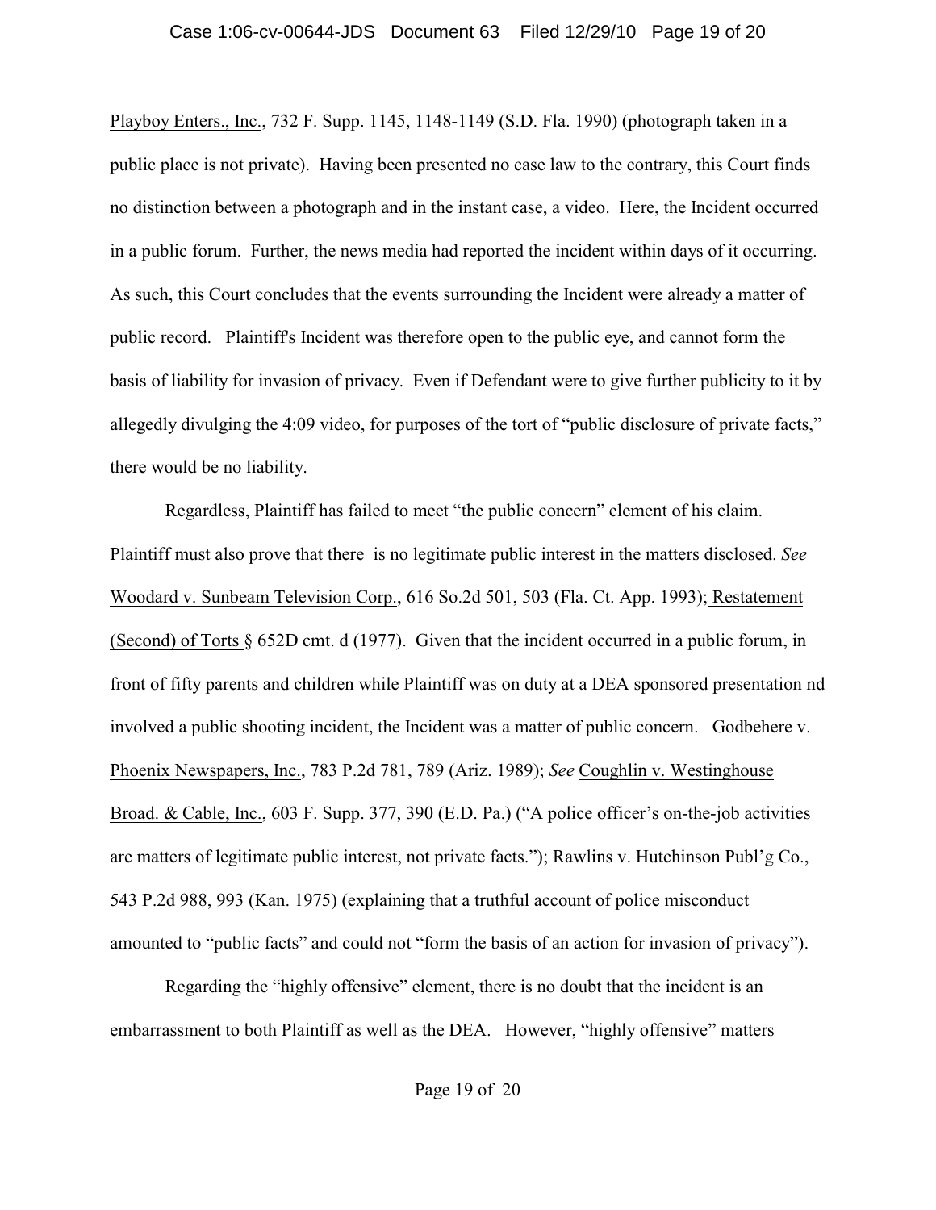Playboy Enters., Inc., 732 F. Supp. 1145, 1148-1149 (S.D. Fla. 1990) (photograph taken in a public place is not private). Having been presented no case law to the contrary, this Court finds no distinction between a photograph and in the instant case, a video. Here, the Incident occurred in a public forum. Further, the news media had reported the incident within days of it occurring. As such, this Court concludes that the events surrounding the Incident were already a matter of public record. Plaintiff's Incident was therefore open to the public eye, and cannot form the basis of liability for invasion of privacy. Even if Defendant were to give further publicity to it by allegedly divulging the 4:09 video, for purposes of the tort of "public disclosure of private facts," there would be no liability.

Regardless, Plaintiff has failed to meet "the public concern" element of his claim. Plaintiff must also prove that there is no legitimate public interest in the matters disclosed. *See* Woodard v. Sunbeam Television Corp., 616 So.2d 501, 503 (Fla. Ct. App. 1993); Restatement (Second) of Torts § 652D cmt. d (1977). Given that the incident occurred in a public forum, in front of fifty parents and children while Plaintiff was on duty at a DEA sponsored presentation nd involved a public shooting incident, the Incident was a matter of public concern. Godbehere v. Phoenix Newspapers, Inc., 783 P.2d 781, 789 (Ariz. 1989); *See* Coughlin v. Westinghouse Broad. & Cable, Inc., 603 F. Supp. 377, 390 (E.D. Pa.) ("A police officer's on-the-job activities are matters of legitimate public interest, not private facts."); Rawlins v. Hutchinson Publ'g Co., 543 P.2d 988, 993 (Kan. 1975) (explaining that a truthful account of police misconduct amounted to "public facts" and could not "form the basis of an action for invasion of privacy").

Regarding the "highly offensive" element, there is no doubt that the incident is an embarrassment to both Plaintiff as well as the DEA. However, "highly offensive" matters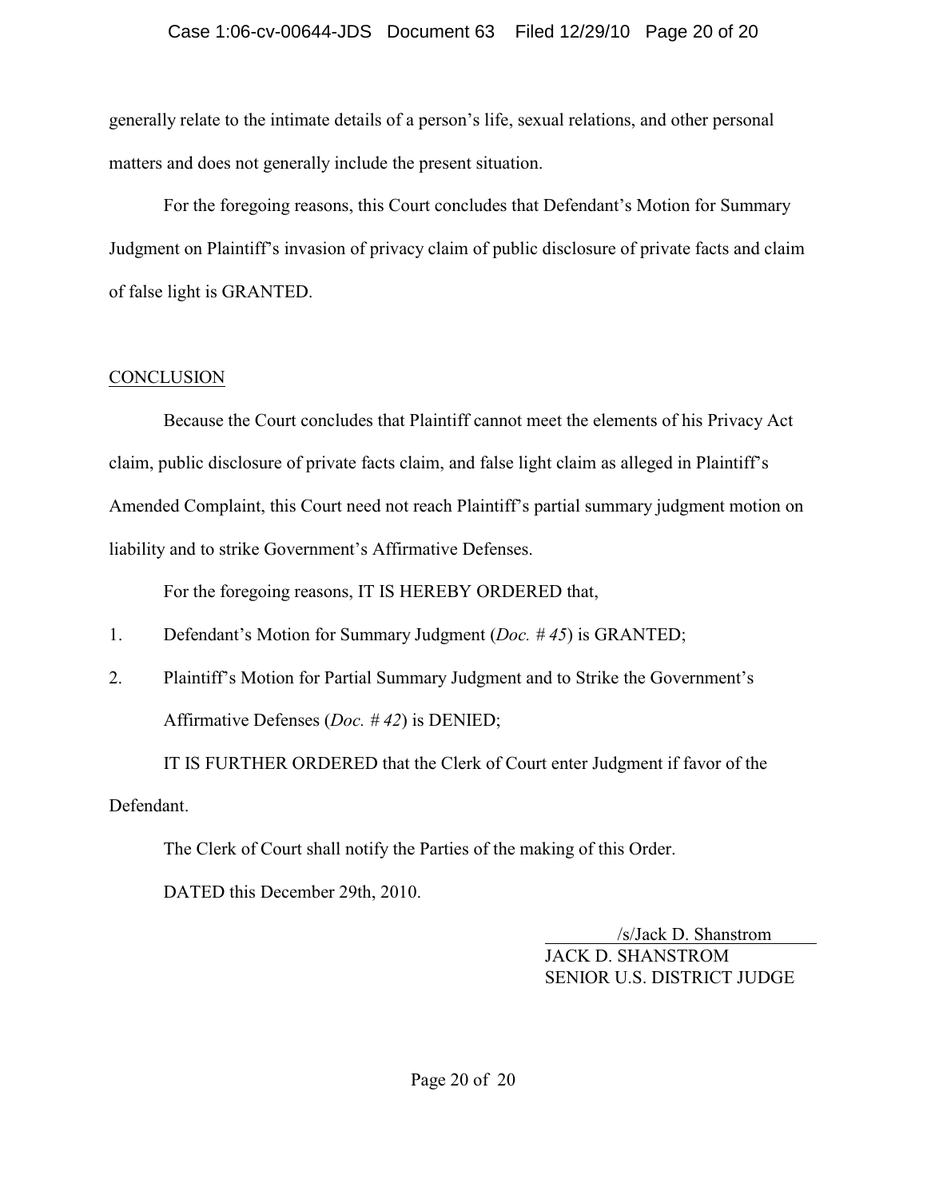generally relate to the intimate details of a person's life, sexual relations, and other personal matters and does not generally include the present situation.

For the foregoing reasons, this Court concludes that Defendant's Motion for Summary Judgment on Plaintiff's invasion of privacy claim of public disclosure of private facts and claim of false light is GRANTED.

## CONCLUSION

Because the Court concludes that Plaintiff cannot meet the elements of his Privacy Act claim, public disclosure of private facts claim, and false light claim as alleged in Plaintiff's Amended Complaint, this Court need not reach Plaintiff's partial summary judgment motion on liability and to strike Government's Affirmative Defenses.

For the foregoing reasons, IT IS HEREBY ORDERED that,

1. Defendant's Motion for Summary Judgment (*Doc. # 45*) is GRANTED;
2. Plaintiff's Motion for Partial Summary Judgment and to Strike the Government's Affirmative Defenses (*Doc. # 42*) is DENIED;

IT IS FURTHER ORDERED that the Clerk of Court enter Judgment if favor of the Defendant.

The Clerk of Court shall notify the Parties of the making of this Order.

DATED this December 29th, 2010.

/s/Jack D. Shanstrom
JACK D. SHANSTROM
SENIOR U.S. DISTRICT JUDGE